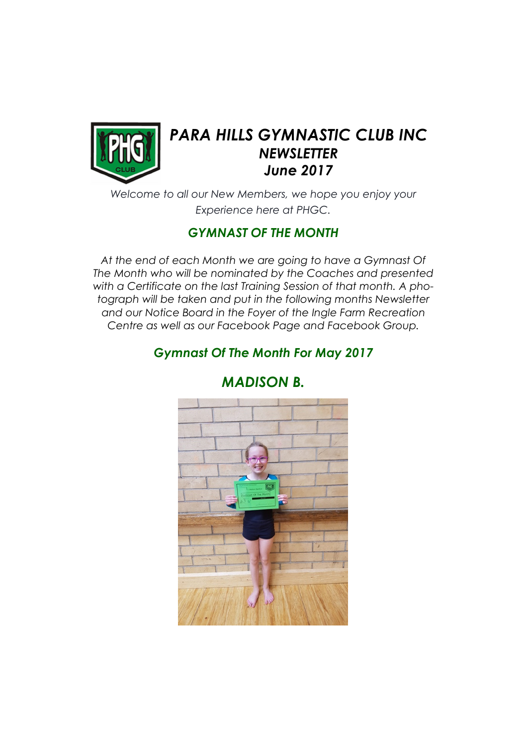# *PARA HILLS GYMNASTIC CLUB INC*
## *NEWSLETTER*
## *June 2017*

*Welcome to all our New Members, we hope you enjoy your Experience here at PHGC.*

### *GYMNAST OF THE MONTH*

*At the end of each Month we are going to have a Gymnast Of The Month who will be nominated by the Coaches and presented with a Certificate on the last Training Session of that month. A photograph will be taken and put in the following months Newsletter and our Notice Board in the Foyer of the Ingle Farm Recreation Centre as well as our Facebook Page and Facebook Group.*

### *Gymnast Of The Month For May 2017*

## *MADISON B.*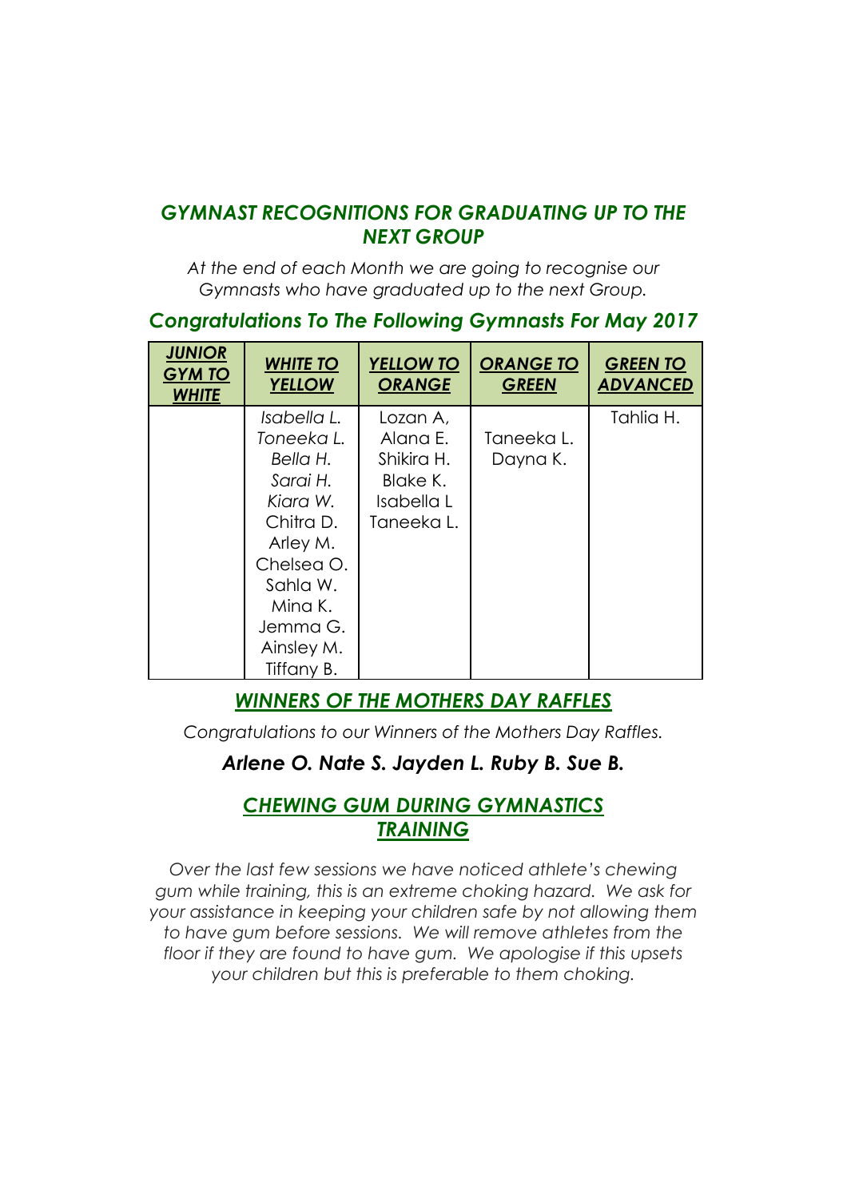## *GYMNAST RECOGNITIONS FOR GRADUATING UP TO THE NEXT GROUP*

*At the end of each Month we are going to recognise our Gymnasts who have graduated up to the next Group.*

### *Congratulations To The Following Gymnasts For May 2017*

| ***JUNIOR GYM TO WHITE*** | ***WHITE TO YELLOW*** | ***YELLOW TO ORANGE*** | ***ORANGE TO GREEN*** | ***GREEN TO ADVANCED*** |
|---|---|---|---|---|
| | *Isabella L.*<br>*Toneeka L.*<br>*Bella H.*<br>*Sarai H.*<br>*Kiara W.*<br>Chitra D.<br>Arley M.<br>Chelsea O.<br>Sahla W.<br>Mina K.<br>Jemma G.<br>Ainsley M.<br>Tiffany B. | Lozan A,<br>Alana E.<br>Shikira H.<br>Blake K.<br>Isabella L<br>Taneeka L. | Taneeka L.<br>Dayna K. | Tahlia H. |

## ***WINNERS OF THE MOTHERS DAY RAFFLES***

*Congratulations to our Winners of the Mothers Day Raffles.*

***Arlene O. Nate S. Jayden L. Ruby B. Sue B.***

## ***CHEWING GUM DURING GYMNASTICS TRAINING***

*Over the last few sessions we have noticed athlete's chewing gum while training, this is an extreme choking hazard. We ask for your assistance in keeping your children safe by not allowing them to have gum before sessions. We will remove athletes from the floor if they are found to have gum. We apologise if this upsets your children but this is preferable to them choking.*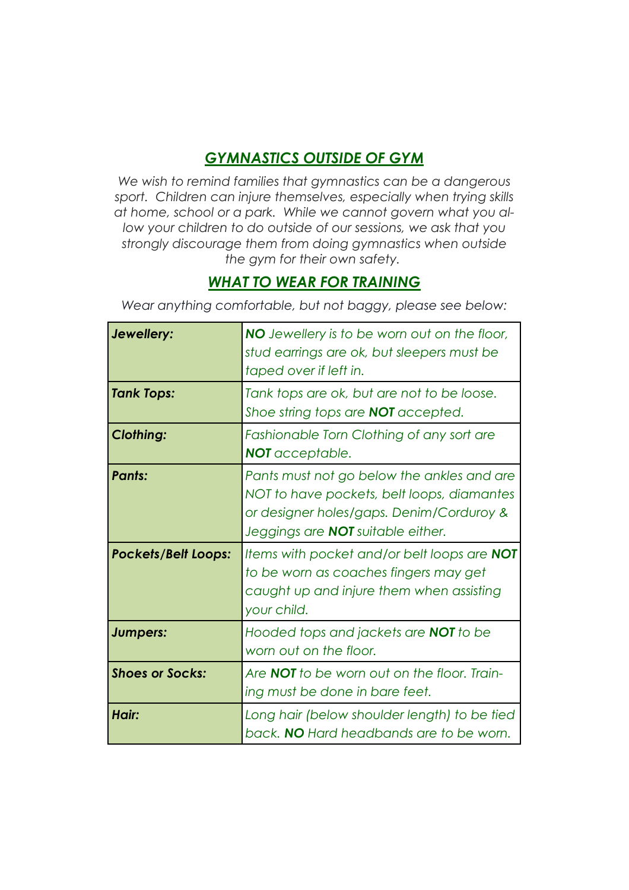## *GYMNASTICS OUTSIDE OF GYM*

*We wish to remind families that gymnastics can be a dangerous sport. Children can injure themselves, especially when trying skills at home, school or a park. While we cannot govern what you allow your children to do outside of our sessions, we ask that you strongly discourage them from doing gymnastics when outside the gym for their own safety.*

## *WHAT TO WEAR FOR TRAINING*

*Wear anything comfortable, but not baggy, please see below:*

| | |
|---|---|
| ***Jewellery:*** | ***NO** Jewellery is to be worn out on the floor, stud earrings are ok, but sleepers must be taped over if left in.* |
| ***Tank Tops:*** | *Tank tops are ok, but are not to be loose. Shoe string tops are **NOT** accepted.* |
| ***Clothing:*** | *Fashionable Torn Clothing of any sort are **NOT** acceptable.* |
| ***Pants:*** | *Pants must not go below the ankles and are NOT to have pockets, belt loops, diamantes or designer holes/gaps. Denim/Corduroy & Jeggings are **NOT** suitable either.* |
| ***Pockets/Belt Loops:*** | *Items with pocket and/or belt loops are **NOT** to be worn as coaches fingers may get caught up and injure them when assisting your child.* |
| ***Jumpers:*** | *Hooded tops and jackets are **NOT** to be worn out on the floor.* |
| ***Shoes or Socks:*** | *Are **NOT** to be worn out on the floor. Training must be done in bare feet.* |
| ***Hair:*** | *Long hair (below shoulder length) to be tied back. **NO** Hard headbands are to be worn.* |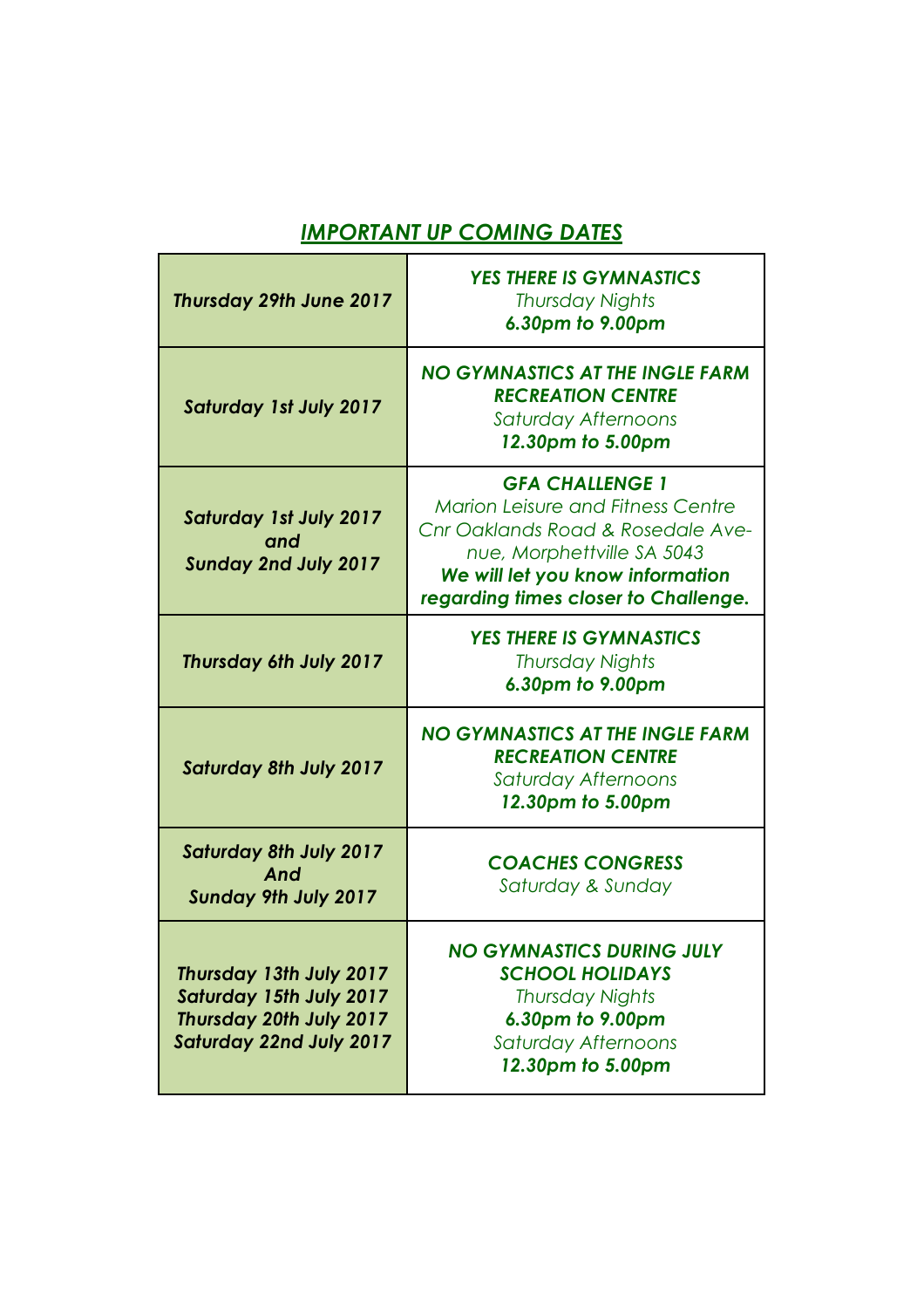## ***IMPORTANT UP COMING DATES***

| | |
|---|---|
| ***Thursday 29th June 2017*** | ***YES THERE IS GYMNASTICS***<br>*Thursday Nights*<br>***6.30pm to 9.00pm*** |
| ***Saturday 1st July 2017*** | ***NO GYMNASTICS AT THE INGLE FARM RECREATION CENTRE***<br>*Saturday Afternoons*<br>***12.30pm to 5.00pm*** |
| ***Saturday 1st July 2017 and Sunday 2nd July 2017*** | ***GFA CHALLENGE 1***<br>*Marion Leisure and Fitness Centre Cnr Oaklands Road & Rosedale Avenue, Morphettville SA 5043*<br>***We will let you know information regarding times closer to Challenge.*** |
| ***Thursday 6th July 2017*** | ***YES THERE IS GYMNASTICS***<br>*Thursday Nights*<br>***6.30pm to 9.00pm*** |
| ***Saturday 8th July 2017*** | ***NO GYMNASTICS AT THE INGLE FARM RECREATION CENTRE***<br>*Saturday Afternoons*<br>***12.30pm to 5.00pm*** |
| ***Saturday 8th July 2017 And Sunday 9th July 2017*** | ***COACHES CONGRESS***<br>*Saturday & Sunday* |
| ***Thursday 13th July 2017***<br>***Saturday 15th July 2017***<br>***Thursday 20th July 2017***<br>***Saturday 22nd July 2017*** | ***NO GYMNASTICS DURING JULY SCHOOL HOLIDAYS***<br>*Thursday Nights*<br>***6.30pm to 9.00pm***<br>*Saturday Afternoons*<br>***12.30pm to 5.00pm*** |